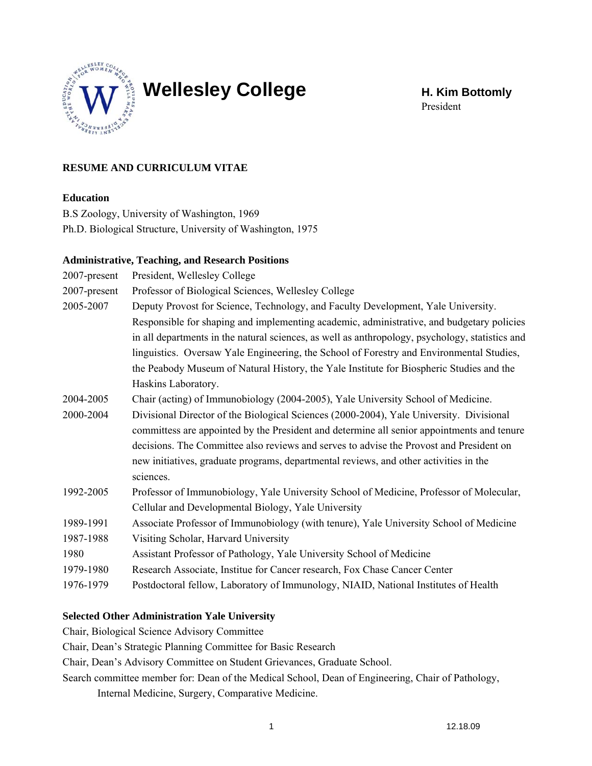# Wellesley College

**H. Kim Bottomly**
President

## RESUME AND CURRICULUM VITAE

### Education

B.S Zoology, University of Washington, 1969
Ph.D. Biological Structure, University of Washington, 1975

### Administrative, Teaching, and Research Positions

| | |
|---|---|
| 2007-present | President, Wellesley College |
| 2007-present | Professor of Biological Sciences, Wellesley College |
| 2005-2007 | Deputy Provost for Science, Technology, and Faculty Development, Yale University. Responsible for shaping and implementing academic, administrative, and budgetary policies in all departments in the natural sciences, as well as anthropology, psychology, statistics and linguistics. Oversaw Yale Engineering, the School of Forestry and Environmental Studies, the Peabody Museum of Natural History, the Yale Institute for Biospheric Studies and the Haskins Laboratory. |
| 2004-2005 | Chair (acting) of Immunobiology (2004-2005), Yale University School of Medicine. |
| 2000-2004 | Divisional Director of the Biological Sciences (2000-2004), Yale University. Divisional committess are appointed by the President and determine all senior appointments and tenure decisions. The Committee also reviews and serves to advise the Provost and President on new initiatives, graduate programs, departmental reviews, and other activities in the sciences. |
| 1992-2005 | Professor of Immunobiology, Yale University School of Medicine, Professor of Molecular, Cellular and Developmental Biology, Yale University |
| 1989-1991 | Associate Professor of Immunobiology (with tenure), Yale University School of Medicine |
| 1987-1988 | Visiting Scholar, Harvard University |
| 1980 | Assistant Professor of Pathology, Yale University School of Medicine |
| 1979-1980 | Research Associate, Institue for Cancer research, Fox Chase Cancer Center |
| 1976-1979 | Postdoctoral fellow, Laboratory of Immunology, NIAID, National Institutes of Health |

### Selected Other Administration Yale University

Chair, Biological Science Advisory Committee
Chair, Dean's Strategic Planning Committee for Basic Research
Chair, Dean's Advisory Committee on Student Grievances, Graduate School.
Search committee member for: Dean of the Medical School, Dean of Engineering, Chair of Pathology, Internal Medicine, Surgery, Comparative Medicine.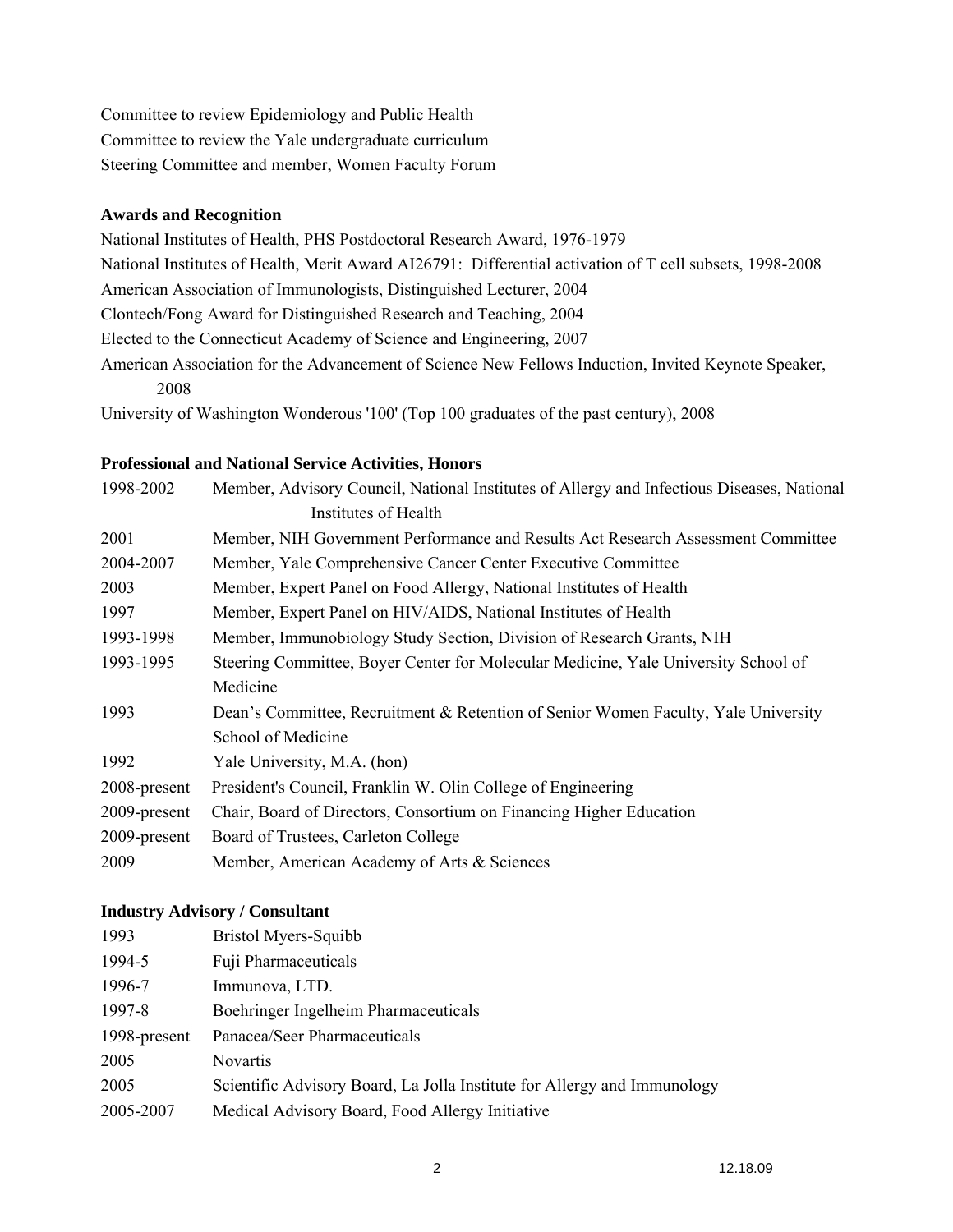Committee to review Epidemiology and Public Health
Committee to review the Yale undergraduate curriculum
Steering Committee and member, Women Faculty Forum

**Awards and Recognition**

National Institutes of Health, PHS Postdoctoral Research Award, 1976-1979
National Institutes of Health, Merit Award AI26791: Differential activation of T cell subsets, 1998-2008
American Association of Immunologists, Distinguished Lecturer, 2004
Clontech/Fong Award for Distinguished Research and Teaching, 2004
Elected to the Connecticut Academy of Science and Engineering, 2007
American Association for the Advancement of Science New Fellows Induction, Invited Keynote Speaker, 2008
University of Washington Wonderous '100' (Top 100 graduates of the past century), 2008

**Professional and National Service Activities, Honors**

| | |
|---|---|
| 1998-2002 | Member, Advisory Council, National Institutes of Allergy and Infectious Diseases, National Institutes of Health |
| 2001 | Member, NIH Government Performance and Results Act Research Assessment Committee |
| 2004-2007 | Member, Yale Comprehensive Cancer Center Executive Committee |
| 2003 | Member, Expert Panel on Food Allergy, National Institutes of Health |
| 1997 | Member, Expert Panel on HIV/AIDS, National Institutes of Health |
| 1993-1998 | Member, Immunobiology Study Section, Division of Research Grants, NIH |
| 1993-1995 | Steering Committee, Boyer Center for Molecular Medicine, Yale University School of Medicine |
| 1993 | Dean's Committee, Recruitment & Retention of Senior Women Faculty, Yale University School of Medicine |
| 1992 | Yale University, M.A. (hon) |
| 2008-present | President's Council, Franklin W. Olin College of Engineering |
| 2009-present | Chair, Board of Directors, Consortium on Financing Higher Education |
| 2009-present | Board of Trustees, Carleton College |
| 2009 | Member, American Academy of Arts & Sciences |

**Industry Advisory / Consultant**

| | |
|---|---|
| 1993 | Bristol Myers-Squibb |
| 1994-5 | Fuji Pharmaceuticals |
| 1996-7 | Immunova, LTD. |
| 1997-8 | Boehringer Ingelheim Pharmaceuticals |
| 1998-present | Panacea/Seer Pharmaceuticals |
| 2005 | Novartis |
| 2005 | Scientific Advisory Board, La Jolla Institute for Allergy and Immunology |
| 2005-2007 | Medical Advisory Board, Food Allergy Initiative |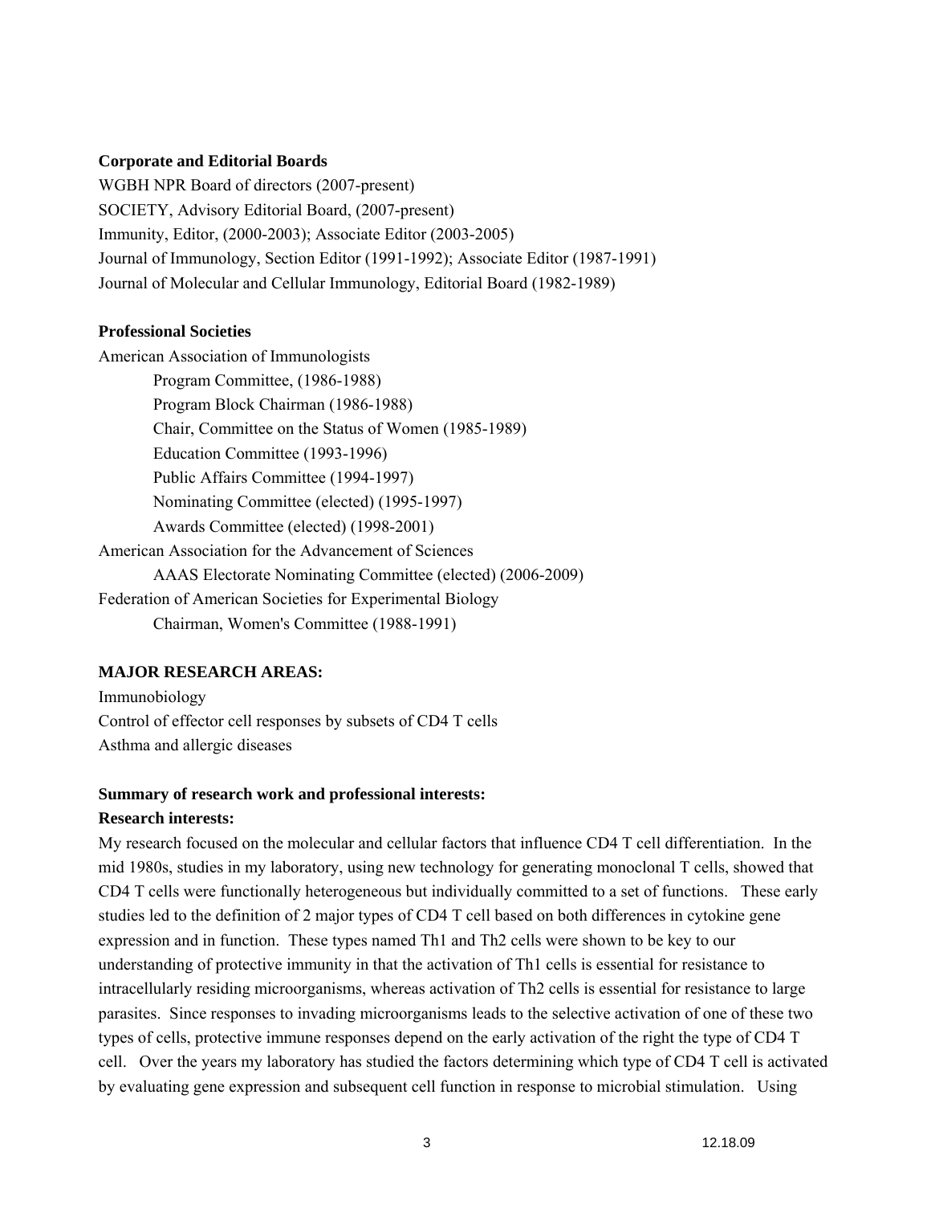**Corporate and Editorial Boards**

WGBH NPR Board of directors (2007-present)

SOCIETY, Advisory Editorial Board, (2007-present)

Immunity, Editor, (2000-2003); Associate Editor (2003-2005)

Journal of Immunology, Section Editor (1991-1992); Associate Editor (1987-1991)

Journal of Molecular and Cellular Immunology, Editorial Board (1982-1989)

**Professional Societies**

American Association of Immunologists

- Program Committee, (1986-1988)
- Program Block Chairman (1986-1988)
- Chair, Committee on the Status of Women (1985-1989)
- Education Committee (1993-1996)
- Public Affairs Committee (1994-1997)
- Nominating Committee (elected) (1995-1997)
- Awards Committee (elected) (1998-2001)

American Association for the Advancement of Sciences

- AAAS Electorate Nominating Committee (elected) (2006-2009)

Federation of American Societies for Experimental Biology

- Chairman, Women's Committee (1988-1991)

**MAJOR RESEARCH AREAS:**

Immunobiology

Control of effector cell responses by subsets of CD4 T cells

Asthma and allergic diseases

**Summary of research work and professional interests:**

**Research interests:**

My research focused on the molecular and cellular factors that influence CD4 T cell differentiation. In the mid 1980s, studies in my laboratory, using new technology for generating monoclonal T cells, showed that CD4 T cells were functionally heterogeneous but individually committed to a set of functions. These early studies led to the definition of 2 major types of CD4 T cell based on both differences in cytokine gene expression and in function. These types named Th1 and Th2 cells were shown to be key to our understanding of protective immunity in that the activation of Th1 cells is essential for resistance to intracellularly residing microorganisms, whereas activation of Th2 cells is essential for resistance to large parasites. Since responses to invading microorganisms leads to the selective activation of one of these two types of cells, protective immune responses depend on the early activation of the right the type of CD4 T cell. Over the years my laboratory has studied the factors determining which type of CD4 T cell is activated by evaluating gene expression and subsequent cell function in response to microbial stimulation. Using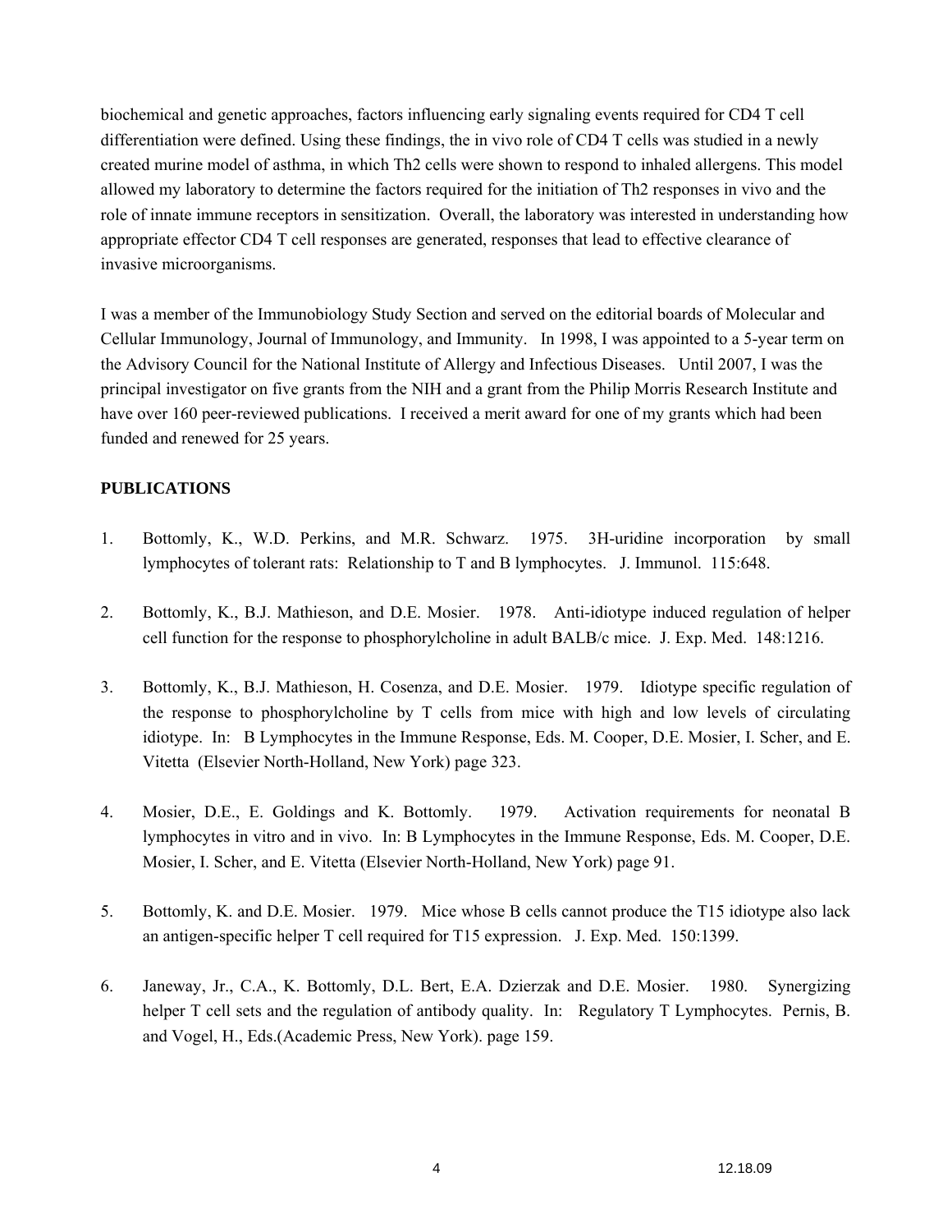biochemical and genetic approaches, factors influencing early signaling events required for CD4 T cell differentiation were defined. Using these findings, the in vivo role of CD4 T cells was studied in a newly created murine model of asthma, in which Th2 cells were shown to respond to inhaled allergens. This model allowed my laboratory to determine the factors required for the initiation of Th2 responses in vivo and the role of innate immune receptors in sensitization. Overall, the laboratory was interested in understanding how appropriate effector CD4 T cell responses are generated, responses that lead to effective clearance of invasive microorganisms.

I was a member of the Immunobiology Study Section and served on the editorial boards of Molecular and Cellular Immunology, Journal of Immunology, and Immunity. In 1998, I was appointed to a 5-year term on the Advisory Council for the National Institute of Allergy and Infectious Diseases. Until 2007, I was the principal investigator on five grants from the NIH and a grant from the Philip Morris Research Institute and have over 160 peer-reviewed publications. I received a merit award for one of my grants which had been funded and renewed for 25 years.

**PUBLICATIONS**

1. Bottomly, K., W.D. Perkins, and M.R. Schwarz. 1975. 3H-uridine incorporation by small lymphocytes of tolerant rats: Relationship to T and B lymphocytes. J. Immunol. 115:648.

2. Bottomly, K., B.J. Mathieson, and D.E. Mosier. 1978. Anti-idiotype induced regulation of helper cell function for the response to phosphorylcholine in adult BALB/c mice. J. Exp. Med. 148:1216.

3. Bottomly, K., B.J. Mathieson, H. Cosenza, and D.E. Mosier. 1979. Idiotype specific regulation of the response to phosphorylcholine by T cells from mice with high and low levels of circulating idiotype. In: B Lymphocytes in the Immune Response, Eds. M. Cooper, D.E. Mosier, I. Scher, and E. Vitetta (Elsevier North-Holland, New York) page 323.

4. Mosier, D.E., E. Goldings and K. Bottomly. 1979. Activation requirements for neonatal B lymphocytes in vitro and in vivo. In: B Lymphocytes in the Immune Response, Eds. M. Cooper, D.E. Mosier, I. Scher, and E. Vitetta (Elsevier North-Holland, New York) page 91.

5. Bottomly, K. and D.E. Mosier. 1979. Mice whose B cells cannot produce the T15 idiotype also lack an antigen-specific helper T cell required for T15 expression. J. Exp. Med. 150:1399.

6. Janeway, Jr., C.A., K. Bottomly, D.L. Bert, E.A. Dzierzak and D.E. Mosier. 1980. Synergizing helper T cell sets and the regulation of antibody quality. In: Regulatory T Lymphocytes. Pernis, B. and Vogel, H., Eds.(Academic Press, New York). page 159.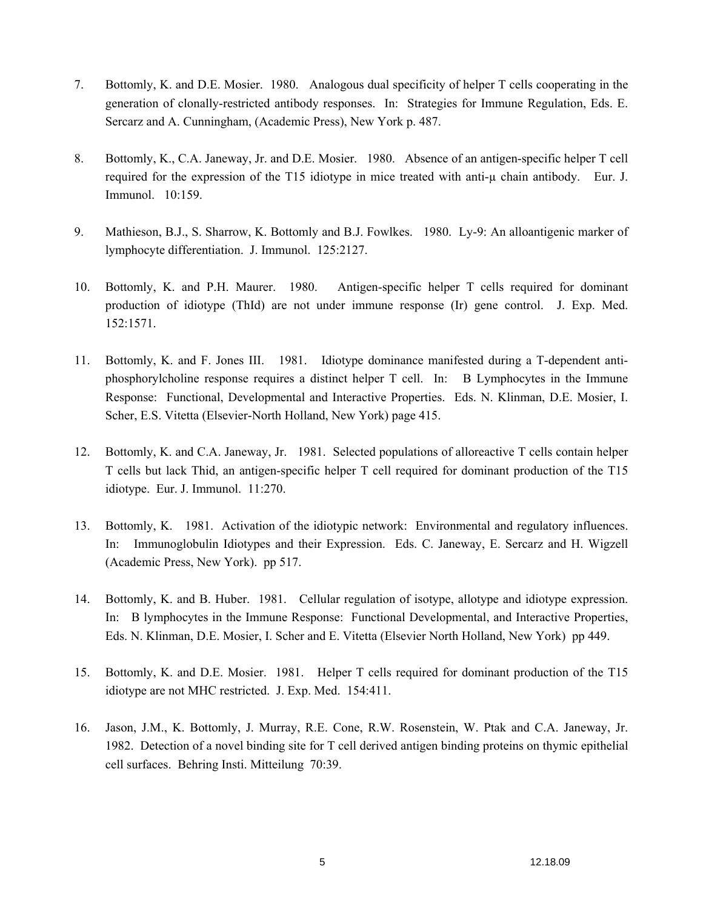7. Bottomly, K. and D.E. Mosier. 1980. Analogous dual specificity of helper T cells cooperating in the generation of clonally-restricted antibody responses. In: Strategies for Immune Regulation, Eds. E. Sercarz and A. Cunningham, (Academic Press), New York p. 487.

8. Bottomly, K., C.A. Janeway, Jr. and D.E. Mosier. 1980. Absence of an antigen-specific helper T cell required for the expression of the T15 idiotype in mice treated with anti-μ chain antibody. Eur. J. Immunol. 10:159.

9. Mathieson, B.J., S. Sharrow, K. Bottomly and B.J. Fowlkes. 1980. Ly-9: An alloantigenic marker of lymphocyte differentiation. J. Immunol. 125:2127.

10. Bottomly, K. and P.H. Maurer. 1980. Antigen-specific helper T cells required for dominant production of idiotype (ThId) are not under immune response (Ir) gene control. J. Exp. Med. 152:1571.

11. Bottomly, K. and F. Jones III. 1981. Idiotype dominance manifested during a T-dependent anti-phosphorylcholine response requires a distinct helper T cell. In: B Lymphocytes in the Immune Response: Functional, Developmental and Interactive Properties. Eds. N. Klinman, D.E. Mosier, I. Scher, E.S. Vitetta (Elsevier-North Holland, New York) page 415.

12. Bottomly, K. and C.A. Janeway, Jr. 1981. Selected populations of alloreactive T cells contain helper T cells but lack Thid, an antigen-specific helper T cell required for dominant production of the T15 idiotype. Eur. J. Immunol. 11:270.

13. Bottomly, K. 1981. Activation of the idiotypic network: Environmental and regulatory influences. In: Immunoglobulin Idiotypes and their Expression. Eds. C. Janeway, E. Sercarz and H. Wigzell (Academic Press, New York). pp 517.

14. Bottomly, K. and B. Huber. 1981. Cellular regulation of isotype, allotype and idiotype expression. In: B lymphocytes in the Immune Response: Functional Developmental, and Interactive Properties, Eds. N. Klinman, D.E. Mosier, I. Scher and E. Vitetta (Elsevier North Holland, New York) pp 449.

15. Bottomly, K. and D.E. Mosier. 1981. Helper T cells required for dominant production of the T15 idiotype are not MHC restricted. J. Exp. Med. 154:411.

16. Jason, J.M., K. Bottomly, J. Murray, R.E. Cone, R.W. Rosenstein, W. Ptak and C.A. Janeway, Jr. 1982. Detection of a novel binding site for T cell derived antigen binding proteins on thymic epithelial cell surfaces. Behring Insti. Mitteilung 70:39.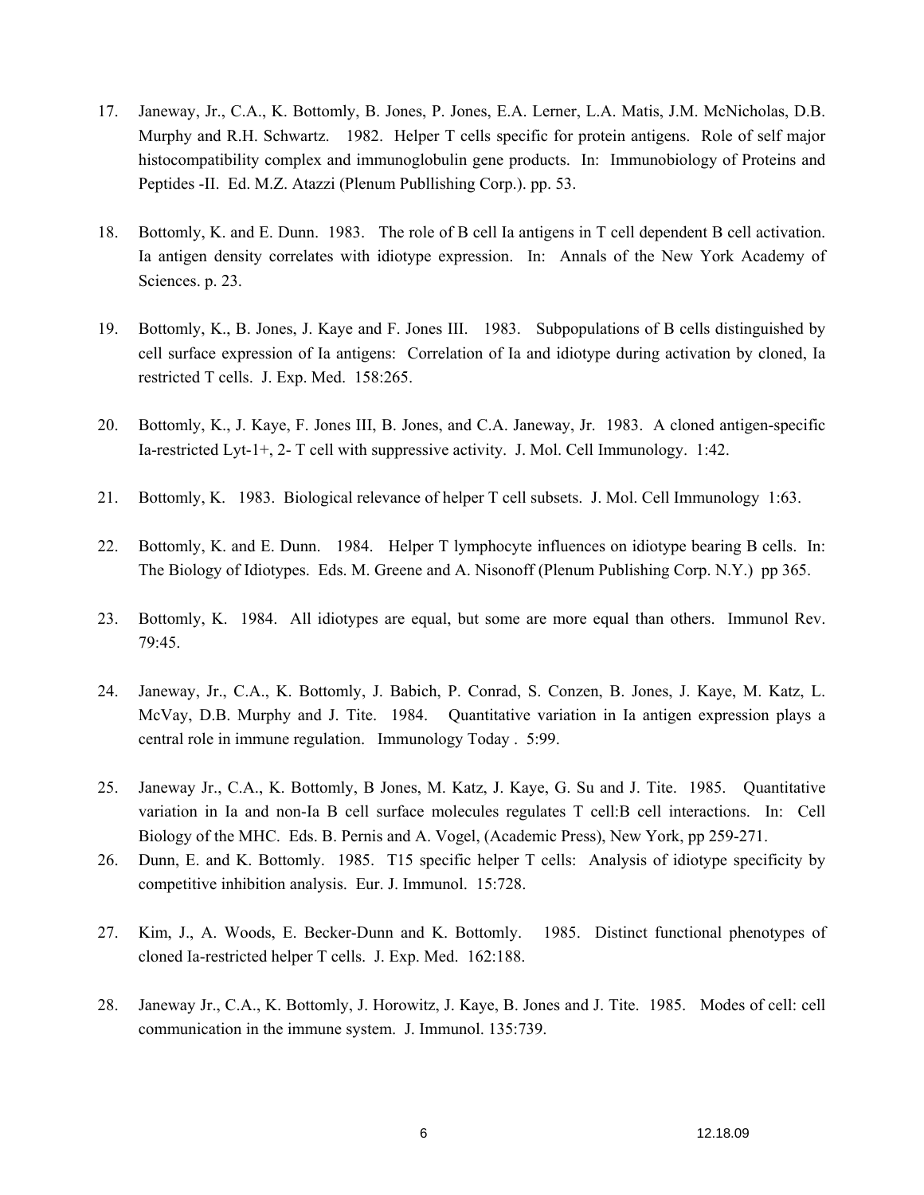17. Janeway, Jr., C.A., K. Bottomly, B. Jones, P. Jones, E.A. Lerner, L.A. Matis, J.M. McNicholas, D.B. Murphy and R.H. Schwartz. 1982. Helper T cells specific for protein antigens. Role of self major histocompatibility complex and immunoglobulin gene products. In: Immunobiology of Proteins and Peptides -II. Ed. M.Z. Atazzi (Plenum Publlishing Corp.). pp. 53.

18. Bottomly, K. and E. Dunn. 1983. The role of B cell Ia antigens in T cell dependent B cell activation. Ia antigen density correlates with idiotype expression. In: Annals of the New York Academy of Sciences. p. 23.

19. Bottomly, K., B. Jones, J. Kaye and F. Jones III. 1983. Subpopulations of B cells distinguished by cell surface expression of Ia antigens: Correlation of Ia and idiotype during activation by cloned, Ia restricted T cells. J. Exp. Med. 158:265.

20. Bottomly, K., J. Kaye, F. Jones III, B. Jones, and C.A. Janeway, Jr. 1983. A cloned antigen-specific Ia-restricted Lyt-1+, 2- T cell with suppressive activity. J. Mol. Cell Immunology. 1:42.

21. Bottomly, K. 1983. Biological relevance of helper T cell subsets. J. Mol. Cell Immunology 1:63.

22. Bottomly, K. and E. Dunn. 1984. Helper T lymphocyte influences on idiotype bearing B cells. In: The Biology of Idiotypes. Eds. M. Greene and A. Nisonoff (Plenum Publishing Corp. N.Y.) pp 365.

23. Bottomly, K. 1984. All idiotypes are equal, but some are more equal than others. Immunol Rev. 79:45.

24. Janeway, Jr., C.A., K. Bottomly, J. Babich, P. Conrad, S. Conzen, B. Jones, J. Kaye, M. Katz, L. McVay, D.B. Murphy and J. Tite. 1984. Quantitative variation in Ia antigen expression plays a central role in immune regulation. Immunology Today . 5:99.

25. Janeway Jr., C.A., K. Bottomly, B Jones, M. Katz, J. Kaye, G. Su and J. Tite. 1985. Quantitative variation in Ia and non-Ia B cell surface molecules regulates T cell:B cell interactions. In: Cell Biology of the MHC. Eds. B. Pernis and A. Vogel, (Academic Press), New York, pp 259-271.

26. Dunn, E. and K. Bottomly. 1985. T15 specific helper T cells: Analysis of idiotype specificity by competitive inhibition analysis. Eur. J. Immunol. 15:728.

27. Kim, J., A. Woods, E. Becker-Dunn and K. Bottomly. 1985. Distinct functional phenotypes of cloned Ia-restricted helper T cells. J. Exp. Med. 162:188.

28. Janeway Jr., C.A., K. Bottomly, J. Horowitz, J. Kaye, B. Jones and J. Tite. 1985. Modes of cell: cell communication in the immune system. J. Immunol. 135:739.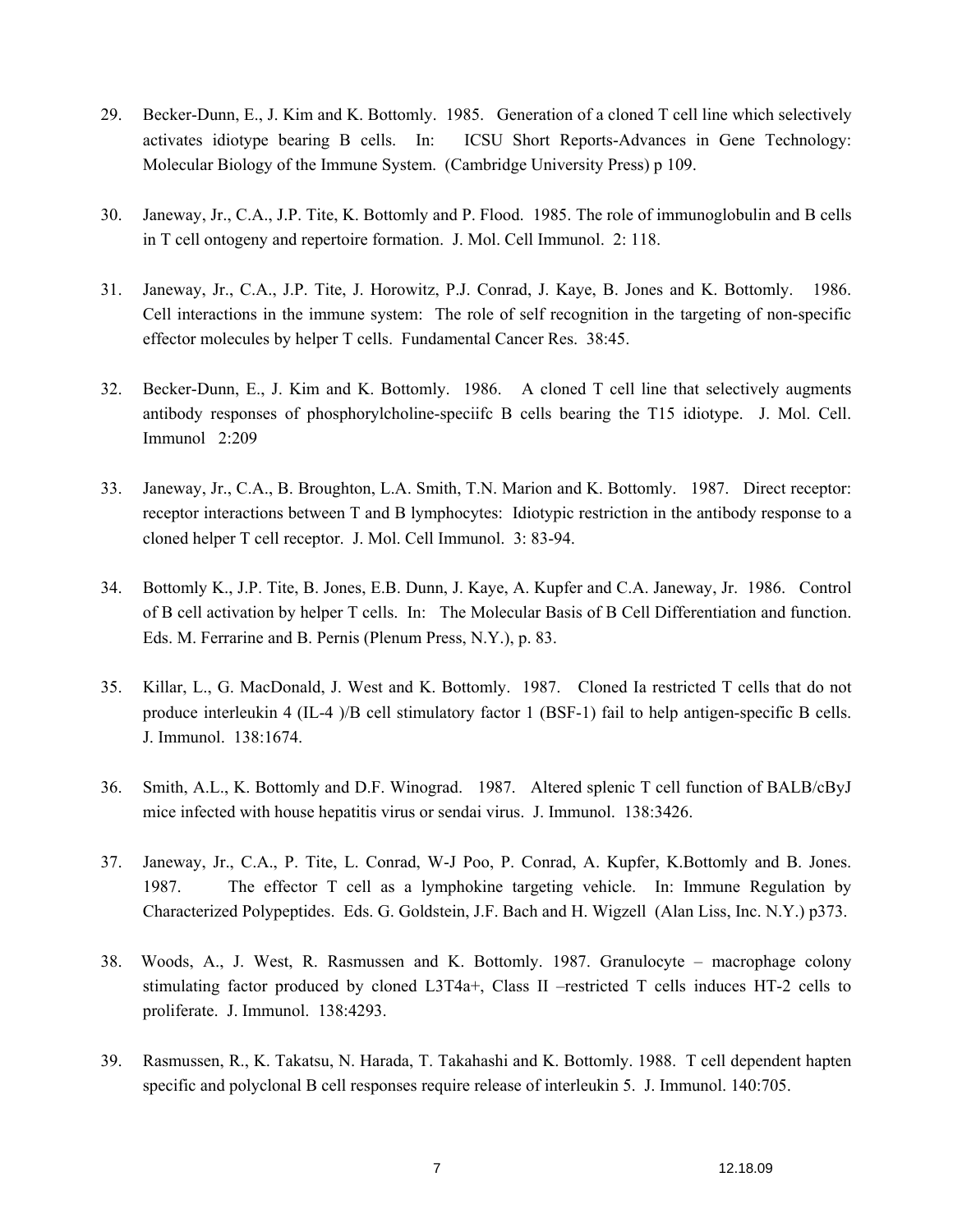29. Becker-Dunn, E., J. Kim and K. Bottomly. 1985. Generation of a cloned T cell line which selectively activates idiotype bearing B cells. In: ICSU Short Reports-Advances in Gene Technology: Molecular Biology of the Immune System. (Cambridge University Press) p 109.

30. Janeway, Jr., C.A., J.P. Tite, K. Bottomly and P. Flood. 1985. The role of immunoglobulin and B cells in T cell ontogeny and repertoire formation. J. Mol. Cell Immunol. 2: 118.

31. Janeway, Jr., C.A., J.P. Tite, J. Horowitz, P.J. Conrad, J. Kaye, B. Jones and K. Bottomly. 1986. Cell interactions in the immune system: The role of self recognition in the targeting of non-specific effector molecules by helper T cells. Fundamental Cancer Res. 38:45.

32. Becker-Dunn, E., J. Kim and K. Bottomly. 1986. A cloned T cell line that selectively augments antibody responses of phosphorylcholine-speciifc B cells bearing the T15 idiotype. J. Mol. Cell. Immunol 2:209

33. Janeway, Jr., C.A., B. Broughton, L.A. Smith, T.N. Marion and K. Bottomly. 1987. Direct receptor: receptor interactions between T and B lymphocytes: Idiotypic restriction in the antibody response to a cloned helper T cell receptor. J. Mol. Cell Immunol. 3: 83-94.

34. Bottomly K., J.P. Tite, B. Jones, E.B. Dunn, J. Kaye, A. Kupfer and C.A. Janeway, Jr. 1986. Control of B cell activation by helper T cells. In: The Molecular Basis of B Cell Differentiation and function. Eds. M. Ferrarine and B. Pernis (Plenum Press, N.Y.), p. 83.

35. Killar, L., G. MacDonald, J. West and K. Bottomly. 1987. Cloned Ia restricted T cells that do not produce interleukin 4 (IL-4 )/B cell stimulatory factor 1 (BSF-1) fail to help antigen-specific B cells. J. Immunol. 138:1674.

36. Smith, A.L., K. Bottomly and D.F. Winograd. 1987. Altered splenic T cell function of BALB/cByJ mice infected with house hepatitis virus or sendai virus. J. Immunol. 138:3426.

37. Janeway, Jr., C.A., P. Tite, L. Conrad, W-J Poo, P. Conrad, A. Kupfer, K.Bottomly and B. Jones. 1987. The effector T cell as a lymphokine targeting vehicle. In: Immune Regulation by Characterized Polypeptides. Eds. G. Goldstein, J.F. Bach and H. Wigzell (Alan Liss, Inc. N.Y.) p373.

38. Woods, A., J. West, R. Rasmussen and K. Bottomly. 1987. Granulocyte – macrophage colony stimulating factor produced by cloned L3T4a+, Class II –restricted T cells induces HT-2 cells to proliferate. J. Immunol. 138:4293.

39. Rasmussen, R., K. Takatsu, N. Harada, T. Takahashi and K. Bottomly. 1988. T cell dependent hapten specific and polyclonal B cell responses require release of interleukin 5. J. Immunol. 140:705.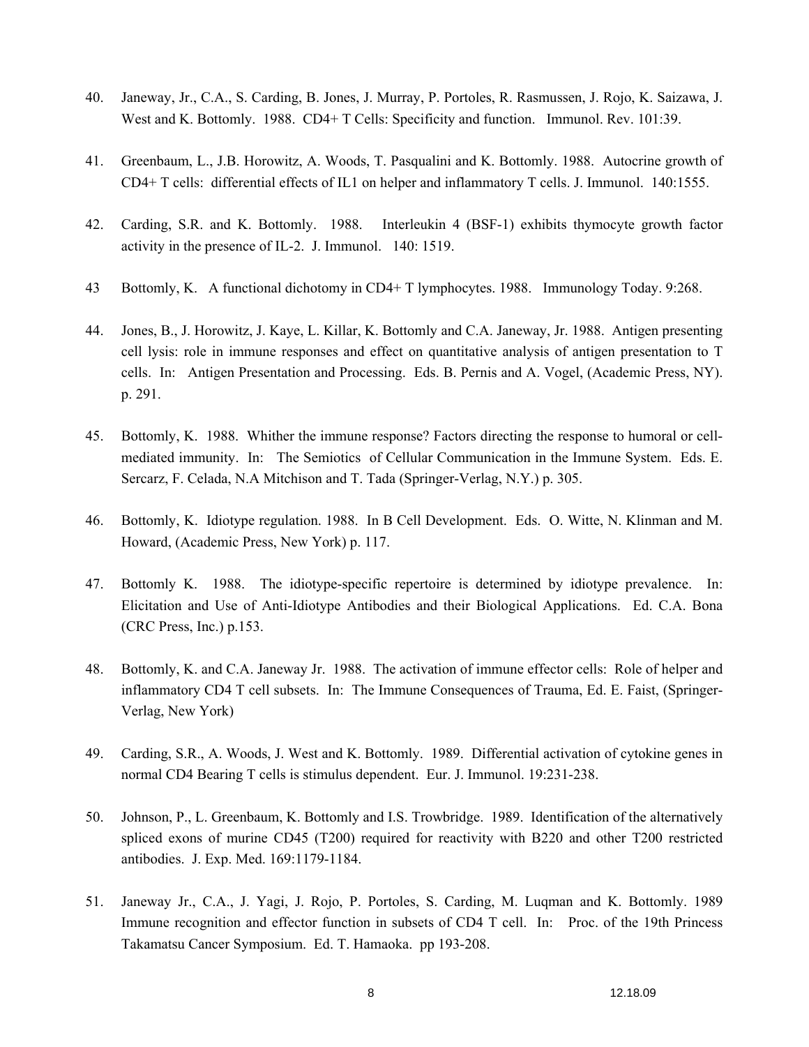40. Janeway, Jr., C.A., S. Carding, B. Jones, J. Murray, P. Portoles, R. Rasmussen, J. Rojo, K. Saizawa, J. West and K. Bottomly. 1988. CD4+ T Cells: Specificity and function. Immunol. Rev. 101:39.

41. Greenbaum, L., J.B. Horowitz, A. Woods, T. Pasqualini and K. Bottomly. 1988. Autocrine growth of CD4+ T cells: differential effects of IL1 on helper and inflammatory T cells. J. Immunol. 140:1555.

42. Carding, S.R. and K. Bottomly. 1988. Interleukin 4 (BSF-1) exhibits thymocyte growth factor activity in the presence of IL-2. J. Immunol. 140: 1519.

43 Bottomly, K. A functional dichotomy in CD4+ T lymphocytes. 1988. Immunology Today. 9:268.

44. Jones, B., J. Horowitz, J. Kaye, L. Killar, K. Bottomly and C.A. Janeway, Jr. 1988. Antigen presenting cell lysis: role in immune responses and effect on quantitative analysis of antigen presentation to T cells. In: Antigen Presentation and Processing. Eds. B. Pernis and A. Vogel, (Academic Press, NY). p. 291.

45. Bottomly, K. 1988. Whither the immune response? Factors directing the response to humoral or cell-mediated immunity. In: The Semiotics of Cellular Communication in the Immune System. Eds. E. Sercarz, F. Celada, N.A Mitchison and T. Tada (Springer-Verlag, N.Y.) p. 305.

46. Bottomly, K. Idiotype regulation. 1988. In B Cell Development. Eds. O. Witte, N. Klinman and M. Howard, (Academic Press, New York) p. 117.

47. Bottomly K. 1988. The idiotype-specific repertoire is determined by idiotype prevalence. In: Elicitation and Use of Anti-Idiotype Antibodies and their Biological Applications. Ed. C.A. Bona (CRC Press, Inc.) p.153.

48. Bottomly, K. and C.A. Janeway Jr. 1988. The activation of immune effector cells: Role of helper and inflammatory CD4 T cell subsets. In: The Immune Consequences of Trauma, Ed. E. Faist, (Springer-Verlag, New York)

49. Carding, S.R., A. Woods, J. West and K. Bottomly. 1989. Differential activation of cytokine genes in normal CD4 Bearing T cells is stimulus dependent. Eur. J. Immunol. 19:231-238.

50. Johnson, P., L. Greenbaum, K. Bottomly and I.S. Trowbridge. 1989. Identification of the alternatively spliced exons of murine CD45 (T200) required for reactivity with B220 and other T200 restricted antibodies. J. Exp. Med. 169:1179-1184.

51. Janeway Jr., C.A., J. Yagi, J. Rojo, P. Portoles, S. Carding, M. Luqman and K. Bottomly. 1989 Immune recognition and effector function in subsets of CD4 T cell. In: Proc. of the 19th Princess Takamatsu Cancer Symposium. Ed. T. Hamaoka. pp 193-208.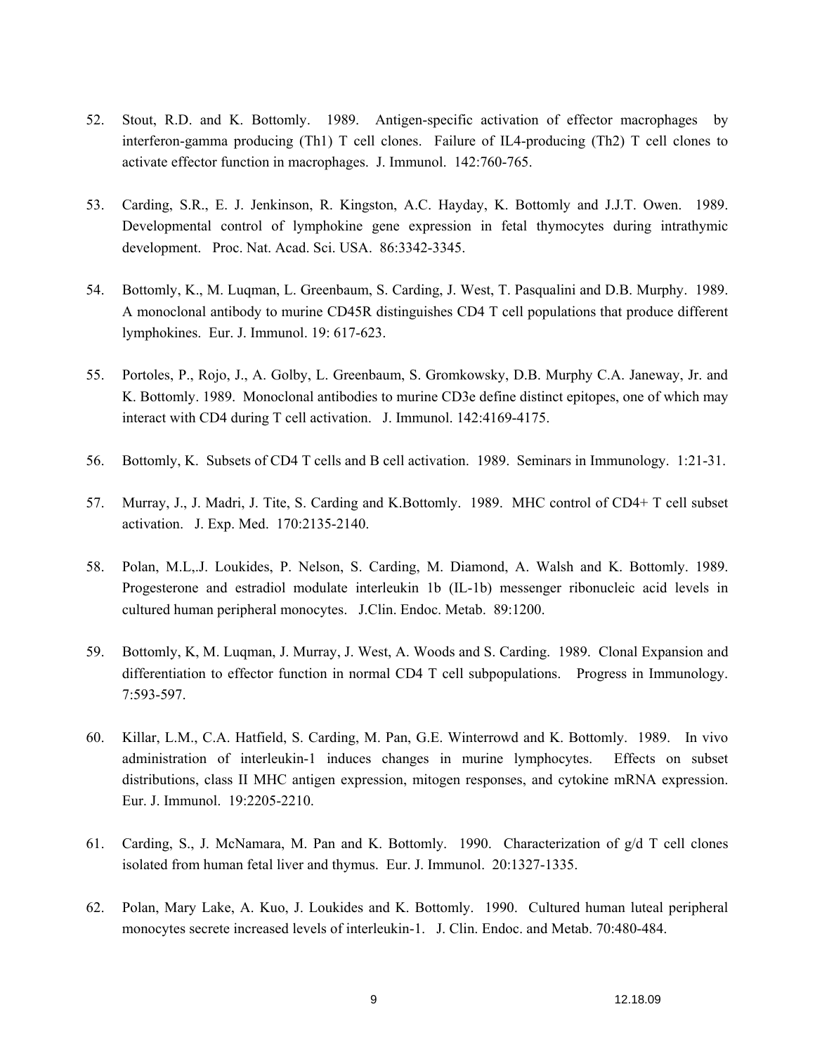52. Stout, R.D. and K. Bottomly. 1989. Antigen-specific activation of effector macrophages by interferon-gamma producing (Th1) T cell clones. Failure of IL4-producing (Th2) T cell clones to activate effector function in macrophages. J. Immunol. 142:760-765.

53. Carding, S.R., E. J. Jenkinson, R. Kingston, A.C. Hayday, K. Bottomly and J.J.T. Owen. 1989. Developmental control of lymphokine gene expression in fetal thymocytes during intrathymic development. Proc. Nat. Acad. Sci. USA. 86:3342-3345.

54. Bottomly, K., M. Luqman, L. Greenbaum, S. Carding, J. West, T. Pasqualini and D.B. Murphy. 1989. A monoclonal antibody to murine CD45R distinguishes CD4 T cell populations that produce different lymphokines. Eur. J. Immunol. 19: 617-623.

55. Portoles, P., Rojo, J., A. Golby, L. Greenbaum, S. Gromkowsky, D.B. Murphy C.A. Janeway, Jr. and K. Bottomly. 1989. Monoclonal antibodies to murine CD3e define distinct epitopes, one of which may interact with CD4 during T cell activation. J. Immunol. 142:4169-4175.

56. Bottomly, K. Subsets of CD4 T cells and B cell activation. 1989. Seminars in Immunology. 1:21-31.

57. Murray, J., J. Madri, J. Tite, S. Carding and K.Bottomly. 1989. MHC control of CD4+ T cell subset activation. J. Exp. Med. 170:2135-2140.

58. Polan, M.L,.J. Loukides, P. Nelson, S. Carding, M. Diamond, A. Walsh and K. Bottomly. 1989. Progesterone and estradiol modulate interleukin 1b (IL-1b) messenger ribonucleic acid levels in cultured human peripheral monocytes. J.Clin. Endoc. Metab. 89:1200.

59. Bottomly, K, M. Luqman, J. Murray, J. West, A. Woods and S. Carding. 1989. Clonal Expansion and differentiation to effector function in normal CD4 T cell subpopulations. Progress in Immunology. 7:593-597.

60. Killar, L.M., C.A. Hatfield, S. Carding, M. Pan, G.E. Winterrowd and K. Bottomly. 1989. In vivo administration of interleukin-1 induces changes in murine lymphocytes. Effects on subset distributions, class II MHC antigen expression, mitogen responses, and cytokine mRNA expression. Eur. J. Immunol. 19:2205-2210.

61. Carding, S., J. McNamara, M. Pan and K. Bottomly. 1990. Characterization of g/d T cell clones isolated from human fetal liver and thymus. Eur. J. Immunol. 20:1327-1335.

62. Polan, Mary Lake, A. Kuo, J. Loukides and K. Bottomly. 1990. Cultured human luteal peripheral monocytes secrete increased levels of interleukin-1. J. Clin. Endoc. and Metab. 70:480-484.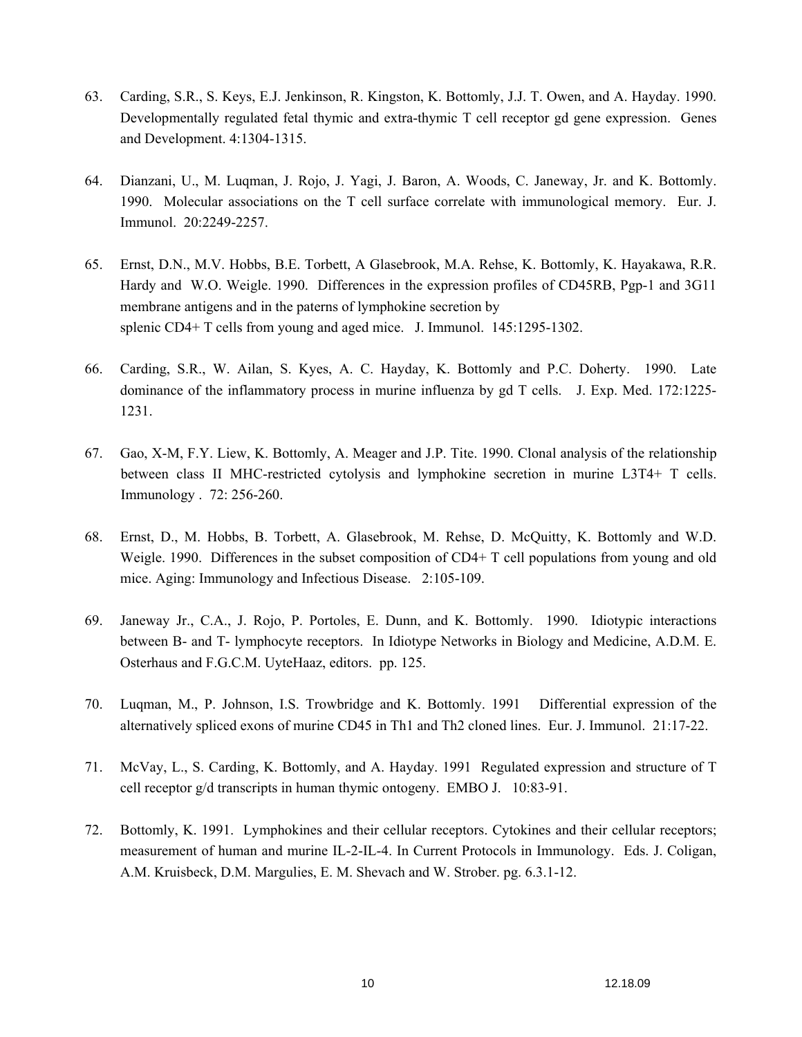63. Carding, S.R., S. Keys, E.J. Jenkinson, R. Kingston, K. Bottomly, J.J. T. Owen, and A. Hayday. 1990. Developmentally regulated fetal thymic and extra-thymic T cell receptor gd gene expression. Genes and Development. 4:1304-1315.

64. Dianzani, U., M. Luqman, J. Rojo, J. Yagi, J. Baron, A. Woods, C. Janeway, Jr. and K. Bottomly. 1990. Molecular associations on the T cell surface correlate with immunological memory. Eur. J. Immunol. 20:2249-2257.

65. Ernst, D.N., M.V. Hobbs, B.E. Torbett, A Glasebrook, M.A. Rehse, K. Bottomly, K. Hayakawa, R.R. Hardy and W.O. Weigle. 1990. Differences in the expression profiles of CD45RB, Pgp-1 and 3G11 membrane antigens and in the paterns of lymphokine secretion by splenic CD4+ T cells from young and aged mice. J. Immunol. 145:1295-1302.

66. Carding, S.R., W. Ailan, S. Kyes, A. C. Hayday, K. Bottomly and P.C. Doherty. 1990. Late dominance of the inflammatory process in murine influenza by gd T cells. J. Exp. Med. 172:1225-1231.

67. Gao, X-M, F.Y. Liew, K. Bottomly, A. Meager and J.P. Tite. 1990. Clonal analysis of the relationship between class II MHC-restricted cytolysis and lymphokine secretion in murine L3T4+ T cells. Immunology . 72: 256-260.

68. Ernst, D., M. Hobbs, B. Torbett, A. Glasebrook, M. Rehse, D. McQuitty, K. Bottomly and W.D. Weigle. 1990. Differences in the subset composition of CD4+ T cell populations from young and old mice. Aging: Immunology and Infectious Disease. 2:105-109.

69. Janeway Jr., C.A., J. Rojo, P. Portoles, E. Dunn, and K. Bottomly. 1990. Idiotypic interactions between B- and T- lymphocyte receptors. In Idiotype Networks in Biology and Medicine, A.D.M. E. Osterhaus and F.G.C.M. UyteHaaz, editors. pp. 125.

70. Luqman, M., P. Johnson, I.S. Trowbridge and K. Bottomly. 1991 Differential expression of the alternatively spliced exons of murine CD45 in Th1 and Th2 cloned lines. Eur. J. Immunol. 21:17-22.

71. McVay, L., S. Carding, K. Bottomly, and A. Hayday. 1991 Regulated expression and structure of T cell receptor g/d transcripts in human thymic ontogeny. EMBO J. 10:83-91.

72. Bottomly, K. 1991. Lymphokines and their cellular receptors. Cytokines and their cellular receptors; measurement of human and murine IL-2-IL-4. In Current Protocols in Immunology. Eds. J. Coligan, A.M. Kruisbeck, D.M. Margulies, E. M. Shevach and W. Strober. pg. 6.3.1-12.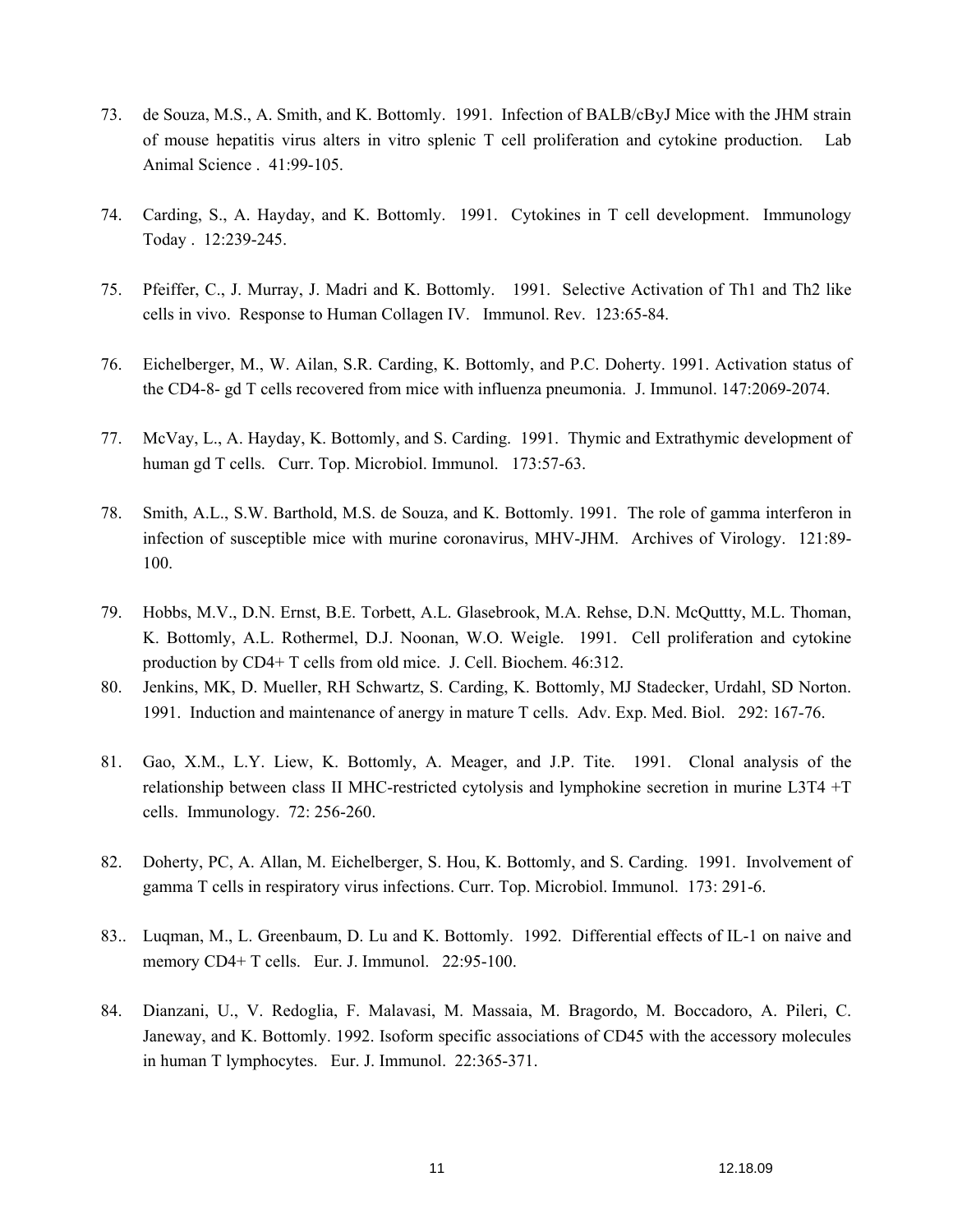73. de Souza, M.S., A. Smith, and K. Bottomly. 1991. Infection of BALB/cByJ Mice with the JHM strain of mouse hepatitis virus alters in vitro splenic T cell proliferation and cytokine production. Lab Animal Science . 41:99-105.

74. Carding, S., A. Hayday, and K. Bottomly. 1991. Cytokines in T cell development. Immunology Today . 12:239-245.

75. Pfeiffer, C., J. Murray, J. Madri and K. Bottomly. 1991. Selective Activation of Th1 and Th2 like cells in vivo. Response to Human Collagen IV. Immunol. Rev. 123:65-84.

76. Eichelberger, M., W. Ailan, S.R. Carding, K. Bottomly, and P.C. Doherty. 1991. Activation status of the CD4-8- gd T cells recovered from mice with influenza pneumonia. J. Immunol. 147:2069-2074.

77. McVay, L., A. Hayday, K. Bottomly, and S. Carding. 1991. Thymic and Extrathymic development of human gd T cells. Curr. Top. Microbiol. Immunol. 173:57-63.

78. Smith, A.L., S.W. Barthold, M.S. de Souza, and K. Bottomly. 1991. The role of gamma interferon in infection of susceptible mice with murine coronavirus, MHV-JHM. Archives of Virology. 121:89-100.

79. Hobbs, M.V., D.N. Ernst, B.E. Torbett, A.L. Glasebrook, M.A. Rehse, D.N. McQuttty, M.L. Thoman, K. Bottomly, A.L. Rothermel, D.J. Noonan, W.O. Weigle. 1991. Cell proliferation and cytokine production by CD4+ T cells from old mice. J. Cell. Biochem. 46:312.

80. Jenkins, MK, D. Mueller, RH Schwartz, S. Carding, K. Bottomly, MJ Stadecker, Urdahl, SD Norton. 1991. Induction and maintenance of anergy in mature T cells. Adv. Exp. Med. Biol. 292: 167-76.

81. Gao, X.M., L.Y. Liew, K. Bottomly, A. Meager, and J.P. Tite. 1991. Clonal analysis of the relationship between class II MHC-restricted cytolysis and lymphokine secretion in murine L3T4 +T cells. Immunology. 72: 256-260.

82. Doherty, PC, A. Allan, M. Eichelberger, S. Hou, K. Bottomly, and S. Carding. 1991. Involvement of gamma T cells in respiratory virus infections. Curr. Top. Microbiol. Immunol. 173: 291-6.

83.. Luqman, M., L. Greenbaum, D. Lu and K. Bottomly. 1992. Differential effects of IL-1 on naive and memory CD4+ T cells. Eur. J. Immunol. 22:95-100.

84. Dianzani, U., V. Redoglia, F. Malavasi, M. Massaia, M. Bragordo, M. Boccadoro, A. Pileri, C. Janeway, and K. Bottomly. 1992. Isoform specific associations of CD45 with the accessory molecules in human T lymphocytes. Eur. J. Immunol. 22:365-371.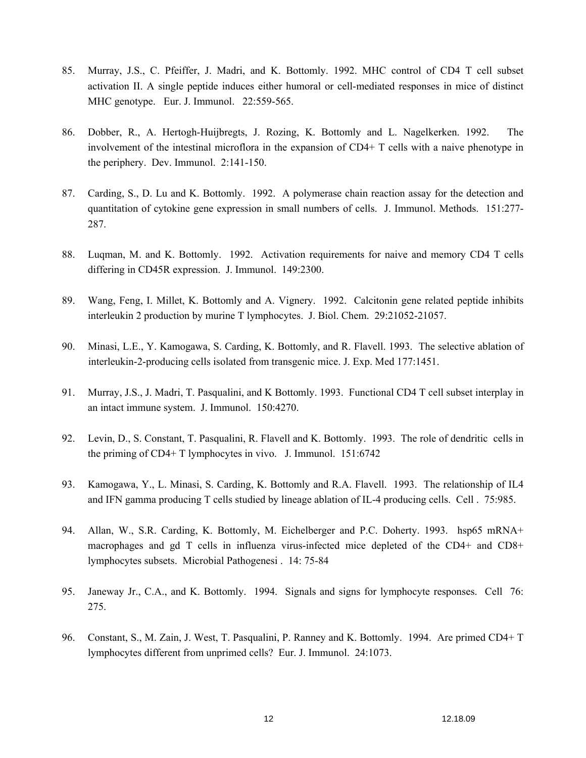85. Murray, J.S., C. Pfeiffer, J. Madri, and K. Bottomly. 1992. MHC control of CD4 T cell subset activation II. A single peptide induces either humoral or cell-mediated responses in mice of distinct MHC genotype. Eur. J. Immunol. 22:559-565.

86. Dobber, R., A. Hertogh-Huijbregts, J. Rozing, K. Bottomly and L. Nagelkerken. 1992. The involvement of the intestinal microflora in the expansion of CD4+ T cells with a naive phenotype in the periphery. Dev. Immunol. 2:141-150.

87. Carding, S., D. Lu and K. Bottomly. 1992. A polymerase chain reaction assay for the detection and quantitation of cytokine gene expression in small numbers of cells. J. Immunol. Methods. 151:277-287.

88. Luqman, M. and K. Bottomly. 1992. Activation requirements for naive and memory CD4 T cells differing in CD45R expression. J. Immunol. 149:2300.

89. Wang, Feng, I. Millet, K. Bottomly and A. Vignery. 1992. Calcitonin gene related peptide inhibits interleukin 2 production by murine T lymphocytes. J. Biol. Chem. 29:21052-21057.

90. Minasi, L.E., Y. Kamogawa, S. Carding, K. Bottomly, and R. Flavell. 1993. The selective ablation of interleukin-2-producing cells isolated from transgenic mice. J. Exp. Med 177:1451.

91. Murray, J.S., J. Madri, T. Pasqualini, and K Bottomly. 1993. Functional CD4 T cell subset interplay in an intact immune system. J. Immunol. 150:4270.

92. Levin, D., S. Constant, T. Pasqualini, R. Flavell and K. Bottomly. 1993. The role of dendritic cells in the priming of CD4+ T lymphocytes in vivo. J. Immunol. 151:6742

93. Kamogawa, Y., L. Minasi, S. Carding, K. Bottomly and R.A. Flavell. 1993. The relationship of IL4 and IFN gamma producing T cells studied by lineage ablation of IL-4 producing cells. Cell . 75:985.

94. Allan, W., S.R. Carding, K. Bottomly, M. Eichelberger and P.C. Doherty. 1993. hsp65 mRNA+ macrophages and gd T cells in influenza virus-infected mice depleted of the CD4+ and CD8+ lymphocytes subsets. Microbial Pathogenesi . 14: 75-84

95. Janeway Jr., C.A., and K. Bottomly. 1994. Signals and signs for lymphocyte responses. Cell 76: 275.

96. Constant, S., M. Zain, J. West, T. Pasqualini, P. Ranney and K. Bottomly. 1994. Are primed CD4+ T lymphocytes different from unprimed cells? Eur. J. Immunol. 24:1073.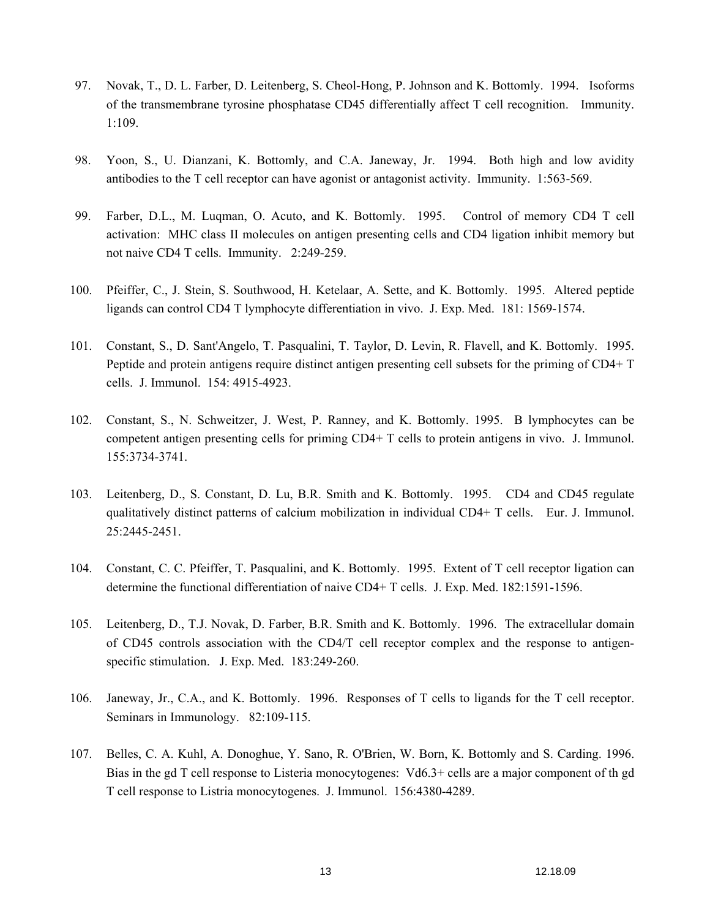97. Novak, T., D. L. Farber, D. Leitenberg, S. Cheol-Hong, P. Johnson and K. Bottomly. 1994. Isoforms of the transmembrane tyrosine phosphatase CD45 differentially affect T cell recognition. Immunity. 1:109.

98. Yoon, S., U. Dianzani, K. Bottomly, and C.A. Janeway, Jr. 1994. Both high and low avidity antibodies to the T cell receptor can have agonist or antagonist activity. Immunity. 1:563-569.

99. Farber, D.L., M. Luqman, O. Acuto, and K. Bottomly. 1995. Control of memory CD4 T cell activation: MHC class II molecules on antigen presenting cells and CD4 ligation inhibit memory but not naive CD4 T cells. Immunity. 2:249-259.

100. Pfeiffer, C., J. Stein, S. Southwood, H. Ketelaar, A. Sette, and K. Bottomly. 1995. Altered peptide ligands can control CD4 T lymphocyte differentiation in vivo. J. Exp. Med. 181: 1569-1574.

101. Constant, S., D. Sant'Angelo, T. Pasqualini, T. Taylor, D. Levin, R. Flavell, and K. Bottomly. 1995. Peptide and protein antigens require distinct antigen presenting cell subsets for the priming of CD4+ T cells. J. Immunol. 154: 4915-4923.

102. Constant, S., N. Schweitzer, J. West, P. Ranney, and K. Bottomly. 1995. B lymphocytes can be competent antigen presenting cells for priming CD4+ T cells to protein antigens in vivo. J. Immunol. 155:3734-3741.

103. Leitenberg, D., S. Constant, D. Lu, B.R. Smith and K. Bottomly. 1995. CD4 and CD45 regulate qualitatively distinct patterns of calcium mobilization in individual CD4+ T cells. Eur. J. Immunol. 25:2445-2451.

104. Constant, C. C. Pfeiffer, T. Pasqualini, and K. Bottomly. 1995. Extent of T cell receptor ligation can determine the functional differentiation of naive CD4+ T cells. J. Exp. Med. 182:1591-1596.

105. Leitenberg, D., T.J. Novak, D. Farber, B.R. Smith and K. Bottomly. 1996. The extracellular domain of CD45 controls association with the CD4/T cell receptor complex and the response to antigen-specific stimulation. J. Exp. Med. 183:249-260.

106. Janeway, Jr., C.A., and K. Bottomly. 1996. Responses of T cells to ligands for the T cell receptor. Seminars in Immunology. 82:109-115.

107. Belles, C. A. Kuhl, A. Donoghue, Y. Sano, R. O'Brien, W. Born, K. Bottomly and S. Carding. 1996. Bias in the gd T cell response to Listeria monocytogenes: Vd6.3+ cells are a major component of th gd T cell response to Listria monocytogenes. J. Immunol. 156:4380-4289.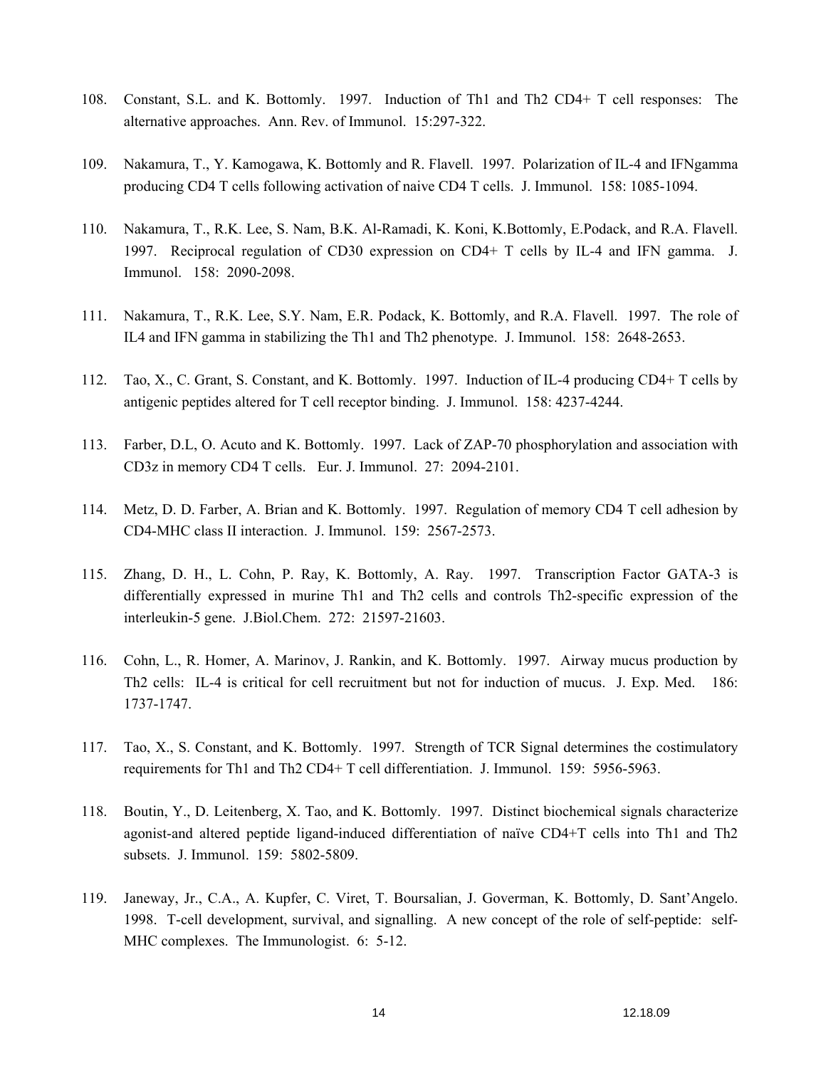108. Constant, S.L. and K. Bottomly. 1997. Induction of Th1 and Th2 CD4+ T cell responses: The alternative approaches. Ann. Rev. of Immunol. 15:297-322.

109. Nakamura, T., Y. Kamogawa, K. Bottomly and R. Flavell. 1997. Polarization of IL-4 and IFNgamma producing CD4 T cells following activation of naive CD4 T cells. J. Immunol. 158: 1085-1094.

110. Nakamura, T., R.K. Lee, S. Nam, B.K. Al-Ramadi, K. Koni, K.Bottomly, E.Podack, and R.A. Flavell. 1997. Reciprocal regulation of CD30 expression on CD4+ T cells by IL-4 and IFN gamma. J. Immunol. 158: 2090-2098.

111. Nakamura, T., R.K. Lee, S.Y. Nam, E.R. Podack, K. Bottomly, and R.A. Flavell. 1997. The role of IL4 and IFN gamma in stabilizing the Th1 and Th2 phenotype. J. Immunol. 158: 2648-2653.

112. Tao, X., C. Grant, S. Constant, and K. Bottomly. 1997. Induction of IL-4 producing CD4+ T cells by antigenic peptides altered for T cell receptor binding. J. Immunol. 158: 4237-4244.

113. Farber, D.L, O. Acuto and K. Bottomly. 1997. Lack of ZAP-70 phosphorylation and association with CD3z in memory CD4 T cells. Eur. J. Immunol. 27: 2094-2101.

114. Metz, D. D. Farber, A. Brian and K. Bottomly. 1997. Regulation of memory CD4 T cell adhesion by CD4-MHC class II interaction. J. Immunol. 159: 2567-2573.

115. Zhang, D. H., L. Cohn, P. Ray, K. Bottomly, A. Ray. 1997. Transcription Factor GATA-3 is differentially expressed in murine Th1 and Th2 cells and controls Th2-specific expression of the interleukin-5 gene. J.Biol.Chem. 272: 21597-21603.

116. Cohn, L., R. Homer, A. Marinov, J. Rankin, and K. Bottomly. 1997. Airway mucus production by Th2 cells: IL-4 is critical for cell recruitment but not for induction of mucus. J. Exp. Med. 186: 1737-1747.

117. Tao, X., S. Constant, and K. Bottomly. 1997. Strength of TCR Signal determines the costimulatory requirements for Th1 and Th2 CD4+ T cell differentiation. J. Immunol. 159: 5956-5963.

118. Boutin, Y., D. Leitenberg, X. Tao, and K. Bottomly. 1997. Distinct biochemical signals characterize agonist-and altered peptide ligand-induced differentiation of naïve CD4+T cells into Th1 and Th2 subsets. J. Immunol. 159: 5802-5809.

119. Janeway, Jr., C.A., A. Kupfer, C. Viret, T. Boursalian, J. Goverman, K. Bottomly, D. Sant'Angelo. 1998. T-cell development, survival, and signalling. A new concept of the role of self-peptide: self-MHC complexes. The Immunologist. 6: 5-12.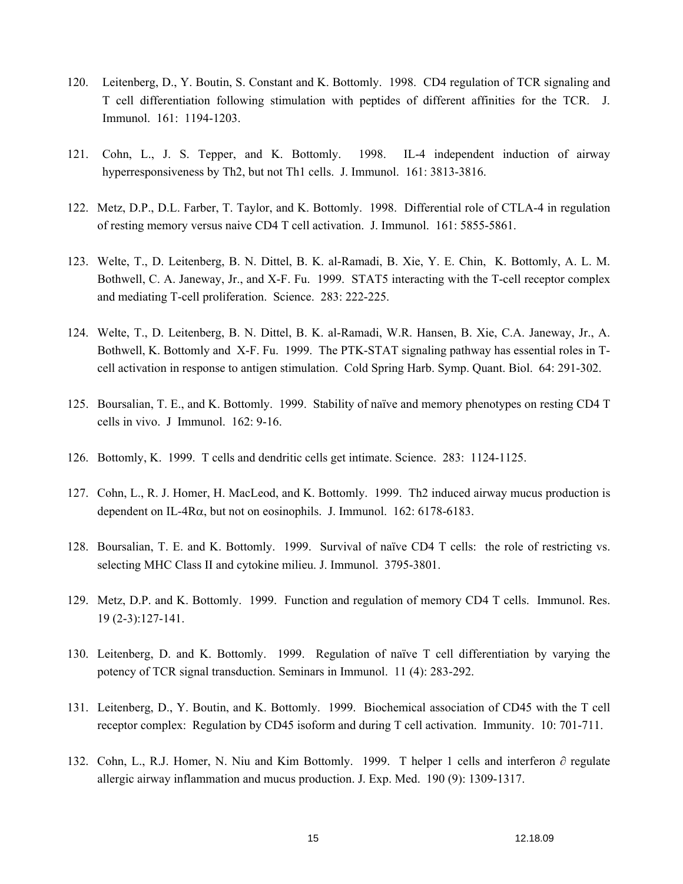120. Leitenberg, D., Y. Boutin, S. Constant and K. Bottomly. 1998. CD4 regulation of TCR signaling and T cell differentiation following stimulation with peptides of different affinities for the TCR. J. Immunol. 161: 1194-1203.

121. Cohn, L., J. S. Tepper, and K. Bottomly. 1998. IL-4 independent induction of airway hyperresponsiveness by Th2, but not Th1 cells. J. Immunol. 161: 3813-3816.

122. Metz, D.P., D.L. Farber, T. Taylor, and K. Bottomly. 1998. Differential role of CTLA-4 in regulation of resting memory versus naive CD4 T cell activation. J. Immunol. 161: 5855-5861.

123. Welte, T., D. Leitenberg, B. N. Dittel, B. K. al-Ramadi, B. Xie, Y. E. Chin, K. Bottomly, A. L. M. Bothwell, C. A. Janeway, Jr., and X-F. Fu. 1999. STAT5 interacting with the T-cell receptor complex and mediating T-cell proliferation. Science. 283: 222-225.

124. Welte, T., D. Leitenberg, B. N. Dittel, B. K. al-Ramadi, W.R. Hansen, B. Xie, C.A. Janeway, Jr., A. Bothwell, K. Bottomly and X-F. Fu. 1999. The PTK-STAT signaling pathway has essential roles in T-cell activation in response to antigen stimulation. Cold Spring Harb. Symp. Quant. Biol. 64: 291-302.

125. Boursalian, T. E., and K. Bottomly. 1999. Stability of naïve and memory phenotypes on resting CD4 T cells in vivo. J Immunol. 162: 9-16.

126. Bottomly, K. 1999. T cells and dendritic cells get intimate. Science. 283: 1124-1125.

127. Cohn, L., R. J. Homer, H. MacLeod, and K. Bottomly. 1999. Th2 induced airway mucus production is dependent on IL-4Rα, but not on eosinophils. J. Immunol. 162: 6178-6183.

128. Boursalian, T. E. and K. Bottomly. 1999. Survival of naïve CD4 T cells: the role of restricting vs. selecting MHC Class II and cytokine milieu. J. Immunol. 3795-3801.

129. Metz, D.P. and K. Bottomly. 1999. Function and regulation of memory CD4 T cells. Immunol. Res. 19 (2-3):127-141.

130. Leitenberg, D. and K. Bottomly. 1999. Regulation of naïve T cell differentiation by varying the potency of TCR signal transduction. Seminars in Immunol. 11 (4): 283-292.

131. Leitenberg, D., Y. Boutin, and K. Bottomly. 1999. Biochemical association of CD45 with the T cell receptor complex: Regulation by CD45 isoform and during T cell activation. Immunity. 10: 701-711.

132. Cohn, L., R.J. Homer, N. Niu and Kim Bottomly. 1999. T helper 1 cells and interferon ∂ regulate allergic airway inflammation and mucus production. J. Exp. Med. 190 (9): 1309-1317.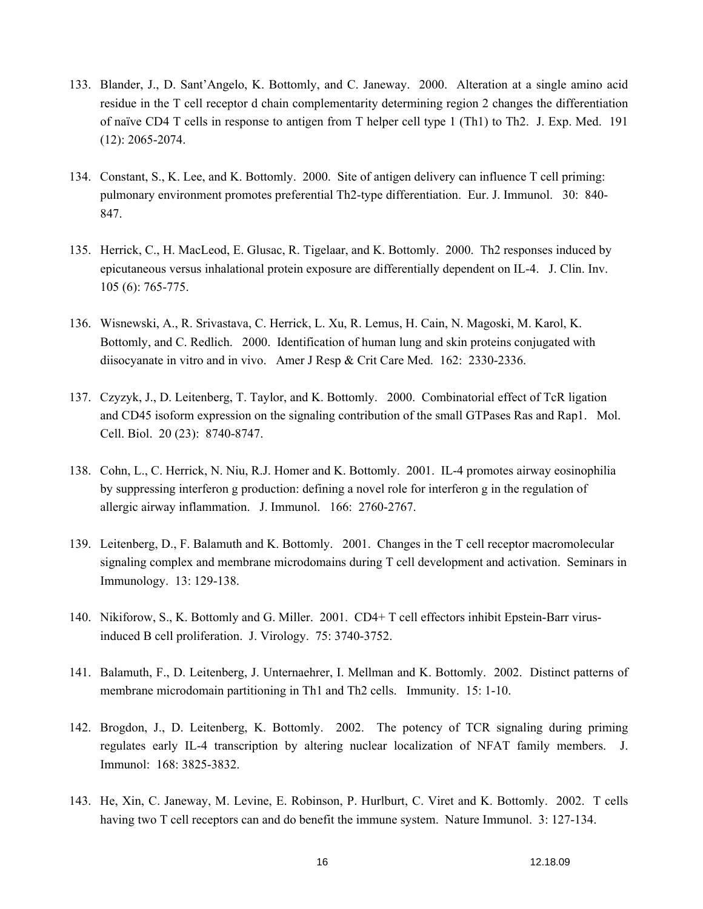133. Blander, J., D. Sant'Angelo, K. Bottomly, and C. Janeway. 2000. Alteration at a single amino acid residue in the T cell receptor d chain complementarity determining region 2 changes the differentiation of naïve CD4 T cells in response to antigen from T helper cell type 1 (Th1) to Th2. J. Exp. Med. 191 (12): 2065-2074.

134. Constant, S., K. Lee, and K. Bottomly. 2000. Site of antigen delivery can influence T cell priming: pulmonary environment promotes preferential Th2-type differentiation. Eur. J. Immunol. 30: 840-847.

135. Herrick, C., H. MacLeod, E. Glusac, R. Tigelaar, and K. Bottomly. 2000. Th2 responses induced by epicutaneous versus inhalational protein exposure are differentially dependent on IL-4. J. Clin. Inv. 105 (6): 765-775.

136. Wisnewski, A., R. Srivastava, C. Herrick, L. Xu, R. Lemus, H. Cain, N. Magoski, M. Karol, K. Bottomly, and C. Redlich. 2000. Identification of human lung and skin proteins conjugated with diisocyanate in vitro and in vivo. Amer J Resp & Crit Care Med. 162: 2330-2336.

137. Czyzyk, J., D. Leitenberg, T. Taylor, and K. Bottomly. 2000. Combinatorial effect of TcR ligation and CD45 isoform expression on the signaling contribution of the small GTPases Ras and Rap1. Mol. Cell. Biol. 20 (23): 8740-8747.

138. Cohn, L., C. Herrick, N. Niu, R.J. Homer and K. Bottomly. 2001. IL-4 promotes airway eosinophilia by suppressing interferon g production: defining a novel role for interferon g in the regulation of allergic airway inflammation. J. Immunol. 166: 2760-2767.

139. Leitenberg, D., F. Balamuth and K. Bottomly. 2001. Changes in the T cell receptor macromolecular signaling complex and membrane microdomains during T cell development and activation. Seminars in Immunology. 13: 129-138.

140. Nikiforow, S., K. Bottomly and G. Miller. 2001. CD4+ T cell effectors inhibit Epstein-Barr virus-induced B cell proliferation. J. Virology. 75: 3740-3752.

141. Balamuth, F., D. Leitenberg, J. Unternaehrer, I. Mellman and K. Bottomly. 2002. Distinct patterns of membrane microdomain partitioning in Th1 and Th2 cells. Immunity. 15: 1-10.

142. Brogdon, J., D. Leitenberg, K. Bottomly. 2002. The potency of TCR signaling during priming regulates early IL-4 transcription by altering nuclear localization of NFAT family members. J. Immunol: 168: 3825-3832.

143. He, Xin, C. Janeway, M. Levine, E. Robinson, P. Hurlburt, C. Viret and K. Bottomly. 2002. T cells having two T cell receptors can and do benefit the immune system. Nature Immunol. 3: 127-134.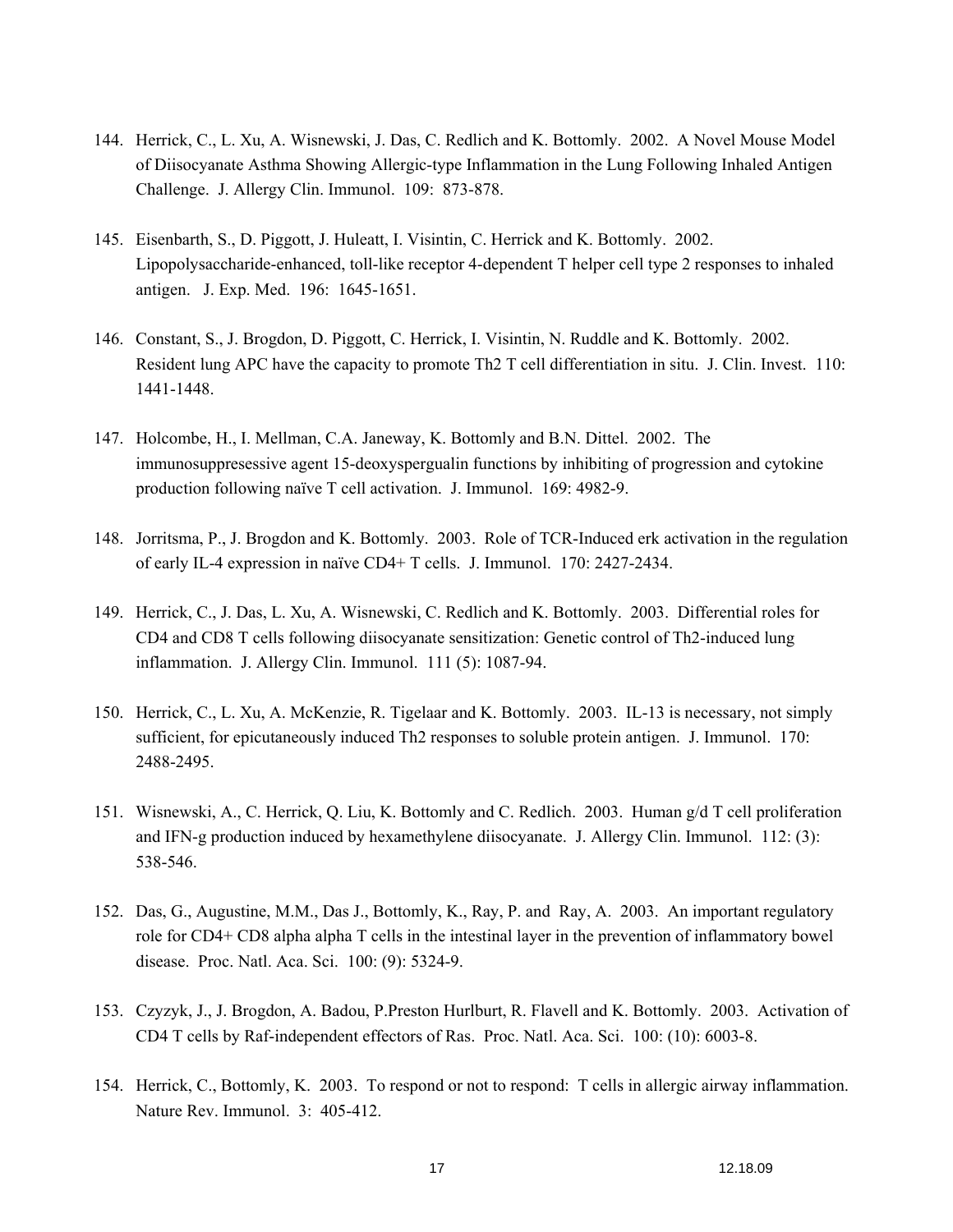144. Herrick, C., L. Xu, A. Wisnewski, J. Das, C. Redlich and K. Bottomly. 2002. A Novel Mouse Model of Diisocyanate Asthma Showing Allergic-type Inflammation in the Lung Following Inhaled Antigen Challenge. J. Allergy Clin. Immunol. 109: 873-878.

145. Eisenbarth, S., D. Piggott, J. Huleatt, I. Visintin, C. Herrick and K. Bottomly. 2002. Lipopolysaccharide-enhanced, toll-like receptor 4-dependent T helper cell type 2 responses to inhaled antigen. J. Exp. Med. 196: 1645-1651.

146. Constant, S., J. Brogdon, D. Piggott, C. Herrick, I. Visintin, N. Ruddle and K. Bottomly. 2002. Resident lung APC have the capacity to promote Th2 T cell differentiation in situ. J. Clin. Invest. 110: 1441-1448.

147. Holcombe, H., I. Mellman, C.A. Janeway, K. Bottomly and B.N. Dittel. 2002. The immunosuppresessive agent 15-deoxyspergualin functions by inhibiting of progression and cytokine production following naïve T cell activation. J. Immunol. 169: 4982-9.

148. Jorritsma, P., J. Brogdon and K. Bottomly. 2003. Role of TCR-Induced erk activation in the regulation of early IL-4 expression in naïve CD4+ T cells. J. Immunol. 170: 2427-2434.

149. Herrick, C., J. Das, L. Xu, A. Wisnewski, C. Redlich and K. Bottomly. 2003. Differential roles for CD4 and CD8 T cells following diisocyanate sensitization: Genetic control of Th2-induced lung inflammation. J. Allergy Clin. Immunol. 111 (5): 1087-94.

150. Herrick, C., L. Xu, A. McKenzie, R. Tigelaar and K. Bottomly. 2003. IL-13 is necessary, not simply sufficient, for epicutaneously induced Th2 responses to soluble protein antigen. J. Immunol. 170: 2488-2495.

151. Wisnewski, A., C. Herrick, Q. Liu, K. Bottomly and C. Redlich. 2003. Human g/d T cell proliferation and IFN-g production induced by hexamethylene diisocyanate. J. Allergy Clin. Immunol. 112: (3): 538-546.

152. Das, G., Augustine, M.M., Das J., Bottomly, K., Ray, P. and Ray, A. 2003. An important regulatory role for CD4+ CD8 alpha alpha T cells in the intestinal layer in the prevention of inflammatory bowel disease. Proc. Natl. Aca. Sci. 100: (9): 5324-9.

153. Czyzyk, J., J. Brogdon, A. Badou, P.Preston Hurlburt, R. Flavell and K. Bottomly. 2003. Activation of CD4 T cells by Raf-independent effectors of Ras. Proc. Natl. Aca. Sci. 100: (10): 6003-8.

154. Herrick, C., Bottomly, K. 2003. To respond or not to respond: T cells in allergic airway inflammation. Nature Rev. Immunol. 3: 405-412.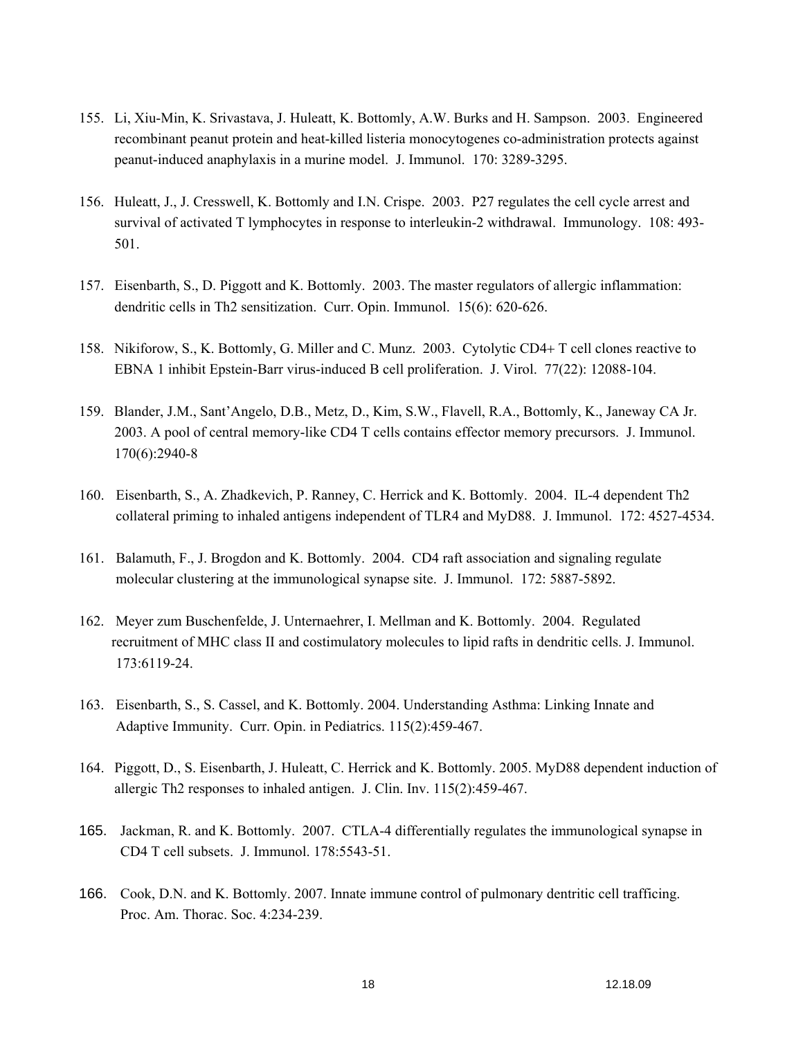155. Li, Xiu-Min, K. Srivastava, J. Huleatt, K. Bottomly, A.W. Burks and H. Sampson. 2003. Engineered recombinant peanut protein and heat-killed listeria monocytogenes co-administration protects against peanut-induced anaphylaxis in a murine model. J. Immunol. 170: 3289-3295.

156. Huleatt, J., J. Cresswell, K. Bottomly and I.N. Crispe. 2003. P27 regulates the cell cycle arrest and survival of activated T lymphocytes in response to interleukin-2 withdrawal. Immunology. 108: 493-501.

157. Eisenbarth, S., D. Piggott and K. Bottomly. 2003. The master regulators of allergic inflammation: dendritic cells in Th2 sensitization. Curr. Opin. Immunol. 15(6): 620-626.

158. Nikiforow, S., K. Bottomly, G. Miller and C. Munz. 2003. Cytolytic CD4+ T cell clones reactive to EBNA 1 inhibit Epstein-Barr virus-induced B cell proliferation. J. Virol. 77(22): 12088-104.

159. Blander, J.M., Sant'Angelo, D.B., Metz, D., Kim, S.W., Flavell, R.A., Bottomly, K., Janeway CA Jr. 2003. A pool of central memory-like CD4 T cells contains effector memory precursors. J. Immunol. 170(6):2940-8

160. Eisenbarth, S., A. Zhadkevich, P. Ranney, C. Herrick and K. Bottomly. 2004. IL-4 dependent Th2 collateral priming to inhaled antigens independent of TLR4 and MyD88. J. Immunol. 172: 4527-4534.

161. Balamuth, F., J. Brogdon and K. Bottomly. 2004. CD4 raft association and signaling regulate molecular clustering at the immunological synapse site. J. Immunol. 172: 5887-5892.

162. Meyer zum Buschenfelde, J. Unternaehrer, I. Mellman and K. Bottomly. 2004. Regulated recruitment of MHC class II and costimulatory molecules to lipid rafts in dendritic cells. J. Immunol. 173:6119-24.

163. Eisenbarth, S., S. Cassel, and K. Bottomly. 2004. Understanding Asthma: Linking Innate and Adaptive Immunity. Curr. Opin. in Pediatrics. 115(2):459-467.

164. Piggott, D., S. Eisenbarth, J. Huleatt, C. Herrick and K. Bottomly. 2005. MyD88 dependent induction of allergic Th2 responses to inhaled antigen. J. Clin. Inv. 115(2):459-467.

165. Jackman, R. and K. Bottomly. 2007. CTLA-4 differentially regulates the immunological synapse in CD4 T cell subsets. J. Immunol. 178:5543-51.

166. Cook, D.N. and K. Bottomly. 2007. Innate immune control of pulmonary dentritic cell trafficing. Proc. Am. Thorac. Soc. 4:234-239.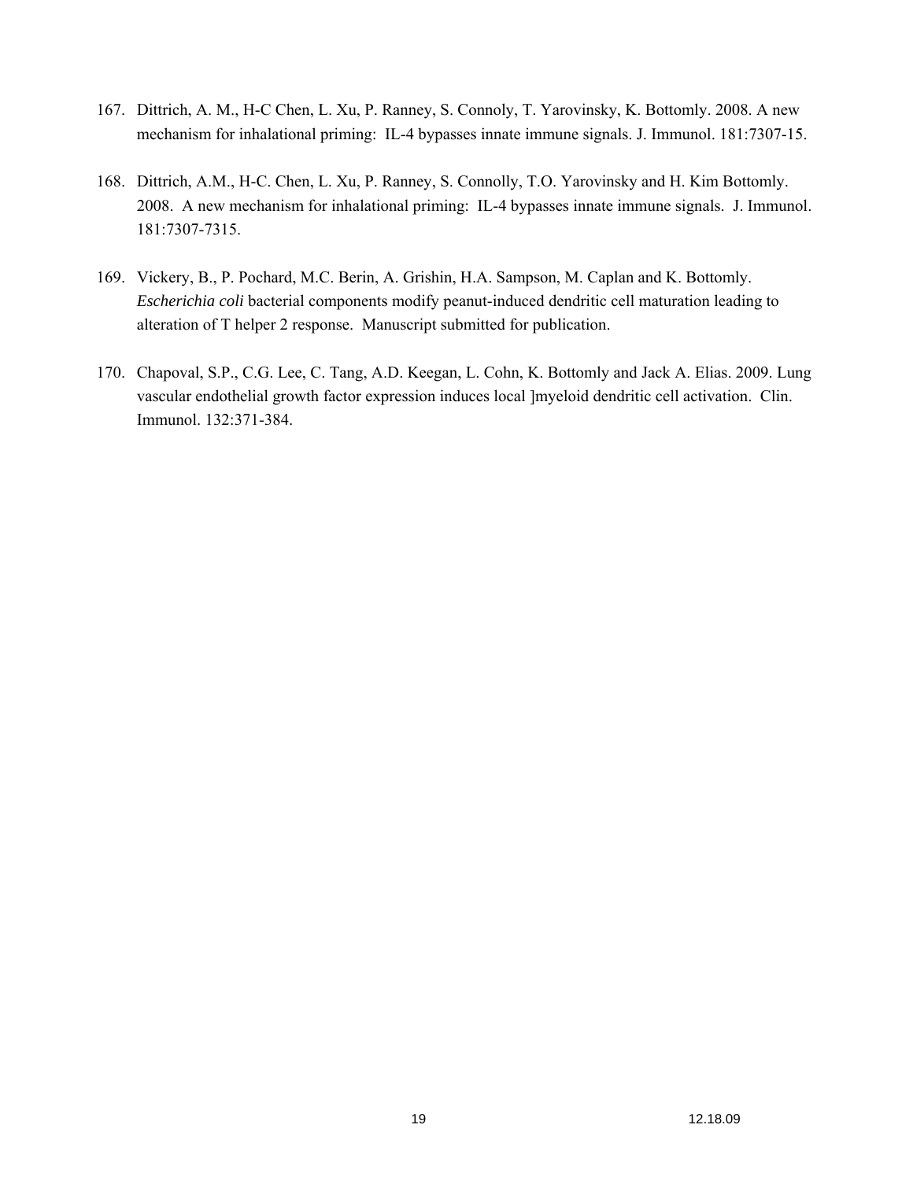167. Dittrich, A. M., H-C Chen, L. Xu, P. Ranney, S. Connoly, T. Yarovinsky, K. Bottomly. 2008. A new mechanism for inhalational priming: IL-4 bypasses innate immune signals. J. Immunol. 181:7307-15.

168. Dittrich, A.M., H-C. Chen, L. Xu, P. Ranney, S. Connolly, T.O. Yarovinsky and H. Kim Bottomly. 2008. A new mechanism for inhalational priming: IL-4 bypasses innate immune signals. J. Immunol. 181:7307-7315.

169. Vickery, B., P. Pochard, M.C. Berin, A. Grishin, H.A. Sampson, M. Caplan and K. Bottomly. *Escherichia coli* bacterial components modify peanut-induced dendritic cell maturation leading to alteration of T helper 2 response. Manuscript submitted for publication.

170. Chapoval, S.P., C.G. Lee, C. Tang, A.D. Keegan, L. Cohn, K. Bottomly and Jack A. Elias. 2009. Lung vascular endothelial growth factor expression induces local ]myeloid dendritic cell activation. Clin. Immunol. 132:371-384.